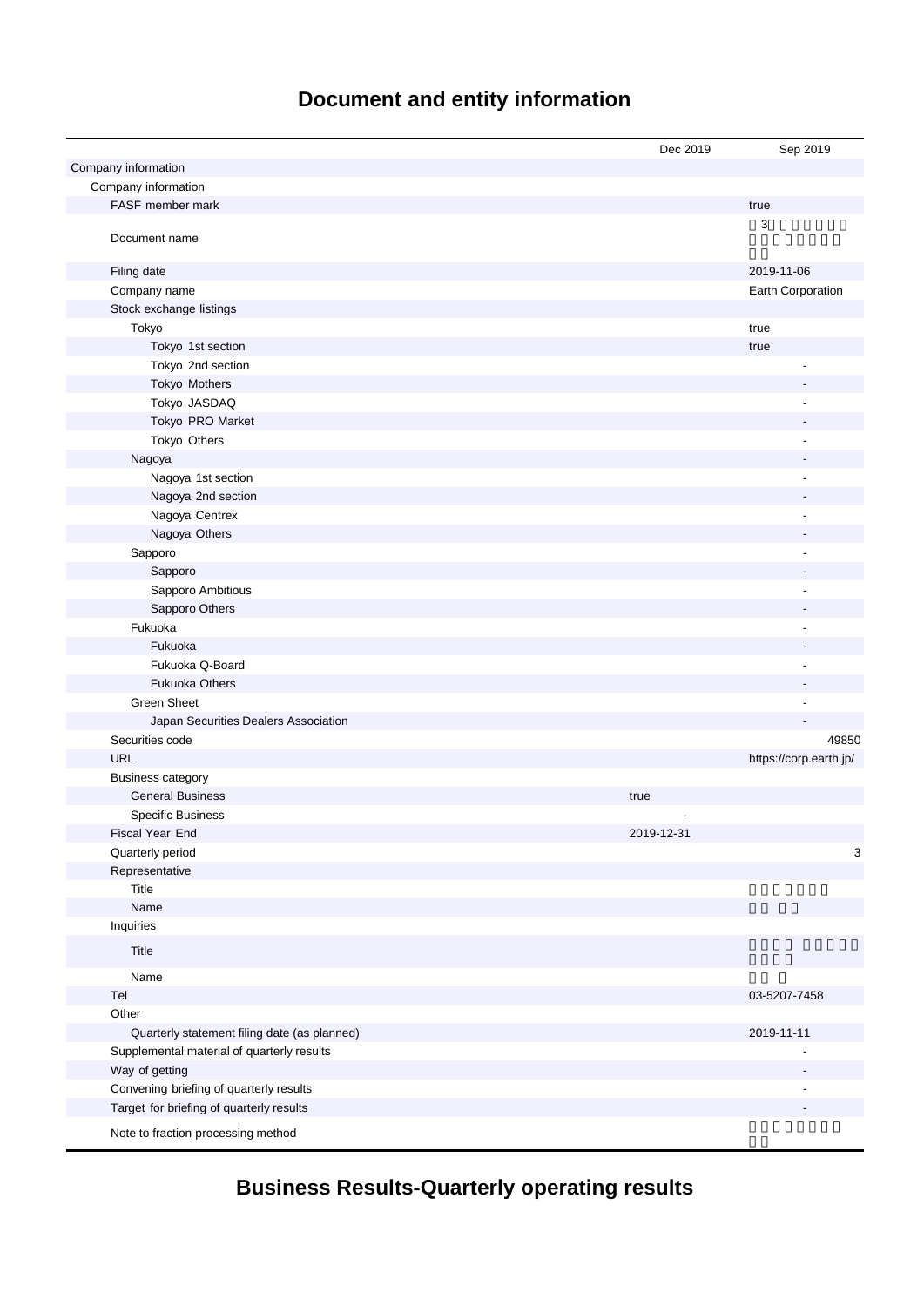# Document and entity information

| | Dec 2019 | Sep 2019 |
|---|---|---|
| Company information | | |
| Company information | | |
| FASF member mark | | true |
| Document name | | 3 |
| Filing date | | 2019-11-06 |
| Company name | | Earth Corporation |
| Stock exchange listings | | |
| Tokyo | | true |
| Tokyo 1st section | | true |
| Tokyo 2nd section | | - |
| Tokyo Mothers | | - |
| Tokyo JASDAQ | | - |
| Tokyo PRO Market | | - |
| Tokyo Others | | - |
| Nagoya | | - |
| Nagoya 1st section | | - |
| Nagoya 2nd section | | - |
| Nagoya Centrex | | - |
| Nagoya Others | | - |
| Sapporo | | - |
| Sapporo | | - |
| Sapporo Ambitious | | - |
| Sapporo Others | | - |
| Fukuoka | | - |
| Fukuoka | | - |
| Fukuoka Q-Board | | - |
| Fukuoka Others | | - |
| Green Sheet | | - |
| Japan Securities Dealers Association | | - |
| Securities code | | 49850 |
| URL | | https://corp.earth.jp/ |
| Business category | | |
| General Business | true | |
| Specific Business | - | |
| Fiscal Year End | 2019-12-31 | |
| Quarterly period | | 3 |
| Representative | | |
| Title | | |
| Name | | |
| Inquiries | | |
| Title | | |
| Name | | |
| Tel | | 03-5207-7458 |
| Other | | |
| Quarterly statement filing date (as planned) | | 2019-11-11 |
| Supplemental material of quarterly results | | - |
| Way of getting | | - |
| Convening briefing of quarterly results | | - |
| Target for briefing of quarterly results | | - |
| Note to fraction processing method | | |

# Business Results-Quarterly operating results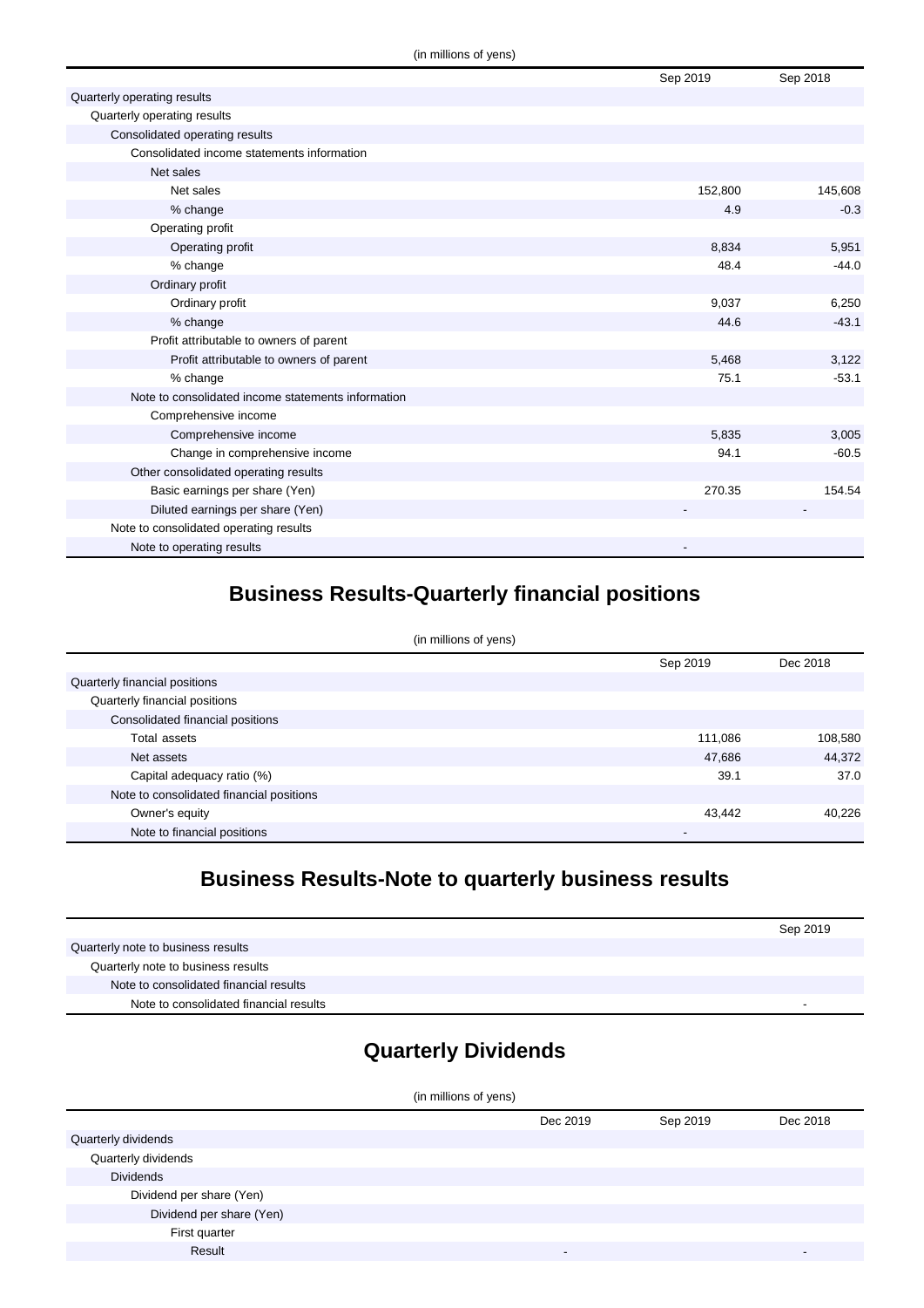(in millions of yens)

| | Sep 2019 | Sep 2018 |
|---|---|---|
| Quarterly operating results | | |
| Quarterly operating results | | |
| Consolidated operating results | | |
| Consolidated income statements information | | |
| Net sales | | |
| Net sales | 152,800 | 145,608 |
| % change | 4.9 | -0.3 |
| Operating profit | | |
| Operating profit | 8,834 | 5,951 |
| % change | 48.4 | -44.0 |
| Ordinary profit | | |
| Ordinary profit | 9,037 | 6,250 |
| % change | 44.6 | -43.1 |
| Profit attributable to owners of parent | | |
| Profit attributable to owners of parent | 5,468 | 3,122 |
| % change | 75.1 | -53.1 |
| Note to consolidated income statements information | | |
| Comprehensive income | | |
| Comprehensive income | 5,835 | 3,005 |
| Change in comprehensive income | 94.1 | -60.5 |
| Other consolidated operating results | | |
| Basic earnings per share (Yen) | 270.35 | 154.54 |
| Diluted earnings per share (Yen) | - | - |
| Note to consolidated operating results | | |
| Note to operating results | - | |

## Business Results-Quarterly financial positions

(in millions of yens)

| | Sep 2019 | Dec 2018 |
|---|---|---|
| Quarterly financial positions | | |
| Quarterly financial positions | | |
| Consolidated financial positions | | |
| Total assets | 111,086 | 108,580 |
| Net assets | 47,686 | 44,372 |
| Capital adequacy ratio (%) | 39.1 | 37.0 |
| Note to consolidated financial positions | | |
| Owner's equity | 43,442 | 40,226 |
| Note to financial positions | - | |

## Business Results-Note to quarterly business results

| | Sep 2019 |
|---|---|
| Quarterly note to business results | |
| Quarterly note to business results | |
| Note to consolidated financial results | |
| Note to consolidated financial results | - |

## Quarterly Dividends

(in millions of yens)

| | Dec 2019 | Sep 2019 | Dec 2018 |
|---|---|---|---|
| Quarterly dividends | | | |
| Quarterly dividends | | | |
| Dividends | | | |
| Dividend per share (Yen) | | | |
| Dividend per share (Yen) | | | |
| First quarter | | | |
| Result | - | | - |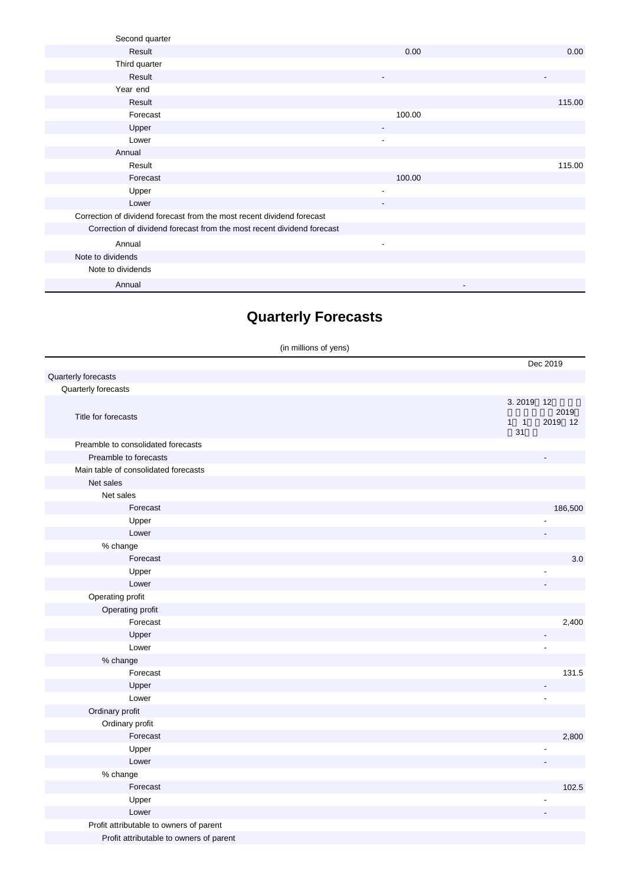| | | |
|---|---|---|
| Second quarter | | |
| Result | 0.00 | 0.00 |
| Third quarter | | |
| Result | - | - |
| Year end | | |
| Result | | 115.00 |
| Forecast | 100.00 | |
| Upper | - | |
| Lower | - | |
| Annual | | |
| Result | | 115.00 |
| Forecast | 100.00 | |
| Upper | - | |
| Lower | - | |
| Correction of dividend forecast from the most recent dividend forecast | | |
| Correction of dividend forecast from the most recent dividend forecast | | |
| Annual | - | |
| Note to dividends | | |
| Note to dividends | | |
| Annual | - | |

# Quarterly Forecasts

(in millions of yens)

| | Dec 2019 |
|---|---|
| Quarterly forecasts | |
| Quarterly forecasts | |
| Title for forecasts | 3. 2019 12 2019 1 1 2019 12 31 |
| Preamble to consolidated forecasts | |
| Preamble to forecasts | - |
| Main table of consolidated forecasts | |
| Net sales | |
| Net sales | |
| Forecast | 186,500 |
| Upper | - |
| Lower | - |
| % change | |
| Forecast | 3.0 |
| Upper | - |
| Lower | - |
| Operating profit | |
| Operating profit | |
| Forecast | 2,400 |
| Upper | - |
| Lower | - |
| % change | |
| Forecast | 131.5 |
| Upper | - |
| Lower | - |
| Ordinary profit | |
| Ordinary profit | |
| Forecast | 2,800 |
| Upper | - |
| Lower | - |
| % change | |
| Forecast | 102.5 |
| Upper | - |
| Lower | - |
| Profit attributable to owners of parent | |
| Profit attributable to owners of parent | |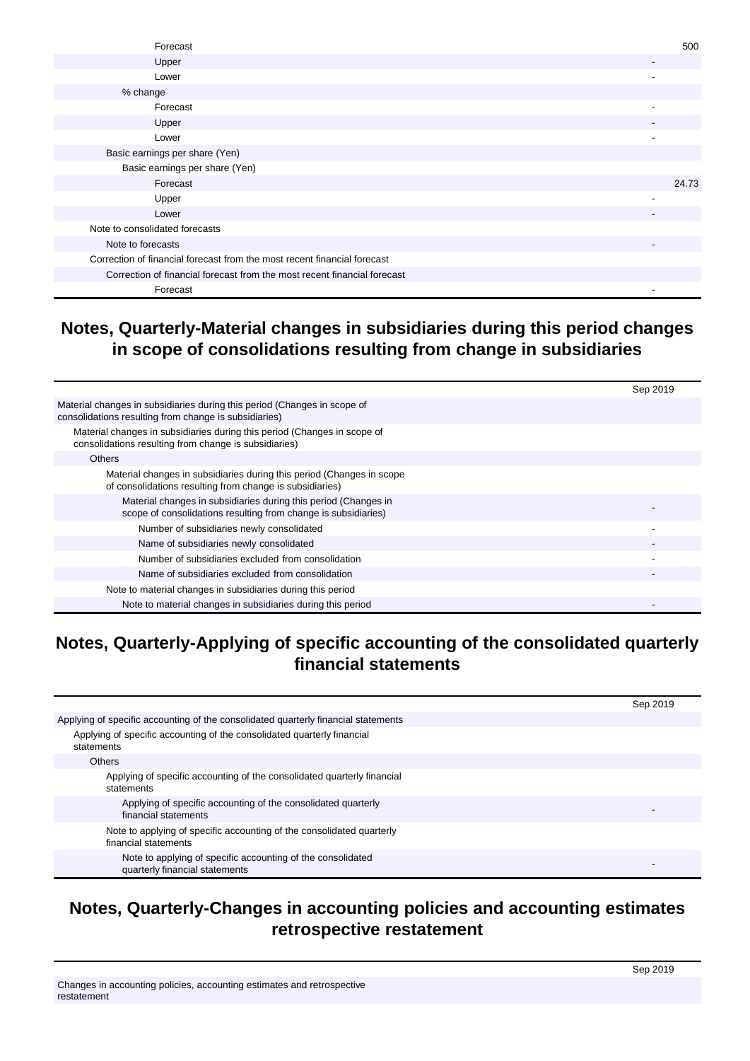| | |
|---|---|
| Forecast | 500 |
| Upper | - |
| Lower | - |
| % change | |
| Forecast | - |
| Upper | - |
| Lower | - |
| Basic earnings per share (Yen) | |
| Basic earnings per share (Yen) | |
| Forecast | 24.73 |
| Upper | - |
| Lower | - |
| Note to consolidated forecasts | |
| Note to forecasts | - |
| Correction of financial forecast from the most recent financial forecast | |
| Correction of financial forecast from the most recent financial forecast | |
| Forecast | - |

## Notes, Quarterly-Material changes in subsidiaries during this period changes in scope of consolidations resulting from change in subsidiaries

| | Sep 2019 |
|---|---|
| Material changes in subsidiaries during this period (Changes in scope of consolidations resulting from change is subsidiaries) | |
| Material changes in subsidiaries during this period (Changes in scope of consolidations resulting from change is subsidiaries) | |
| Others | |
| Material changes in subsidiaries during this period (Changes in scope of consolidations resulting from change is subsidiaries) | |
| Material changes in subsidiaries during this period (Changes in scope of consolidations resulting from change is subsidiaries) | - |
| Number of subsidiaries newly consolidated | - |
| Name of subsidiaries newly consolidated | - |
| Number of subsidiaries excluded from consolidation | - |
| Name of subsidiaries excluded from consolidation | - |
| Note to material changes in subsidiaries during this period | |
| Note to material changes in subsidiaries during this period | - |

## Notes, Quarterly-Applying of specific accounting of the consolidated quarterly financial statements

| | Sep 2019 |
|---|---|
| Applying of specific accounting of the consolidated quarterly financial statements | |
| Applying of specific accounting of the consolidated quarterly financial statements | |
| Others | |
| Applying of specific accounting of the consolidated quarterly financial statements | |
| Applying of specific accounting of the consolidated quarterly financial statements | - |
| Note to applying of specific accounting of the consolidated quarterly financial statements | |
| Note to applying of specific accounting of the consolidated quarterly financial statements | - |

## Notes, Quarterly-Changes in accounting policies and accounting estimates retrospective restatement

| | Sep 2019 |
|---|---|
| Changes in accounting policies, accounting estimates and retrospective restatement | |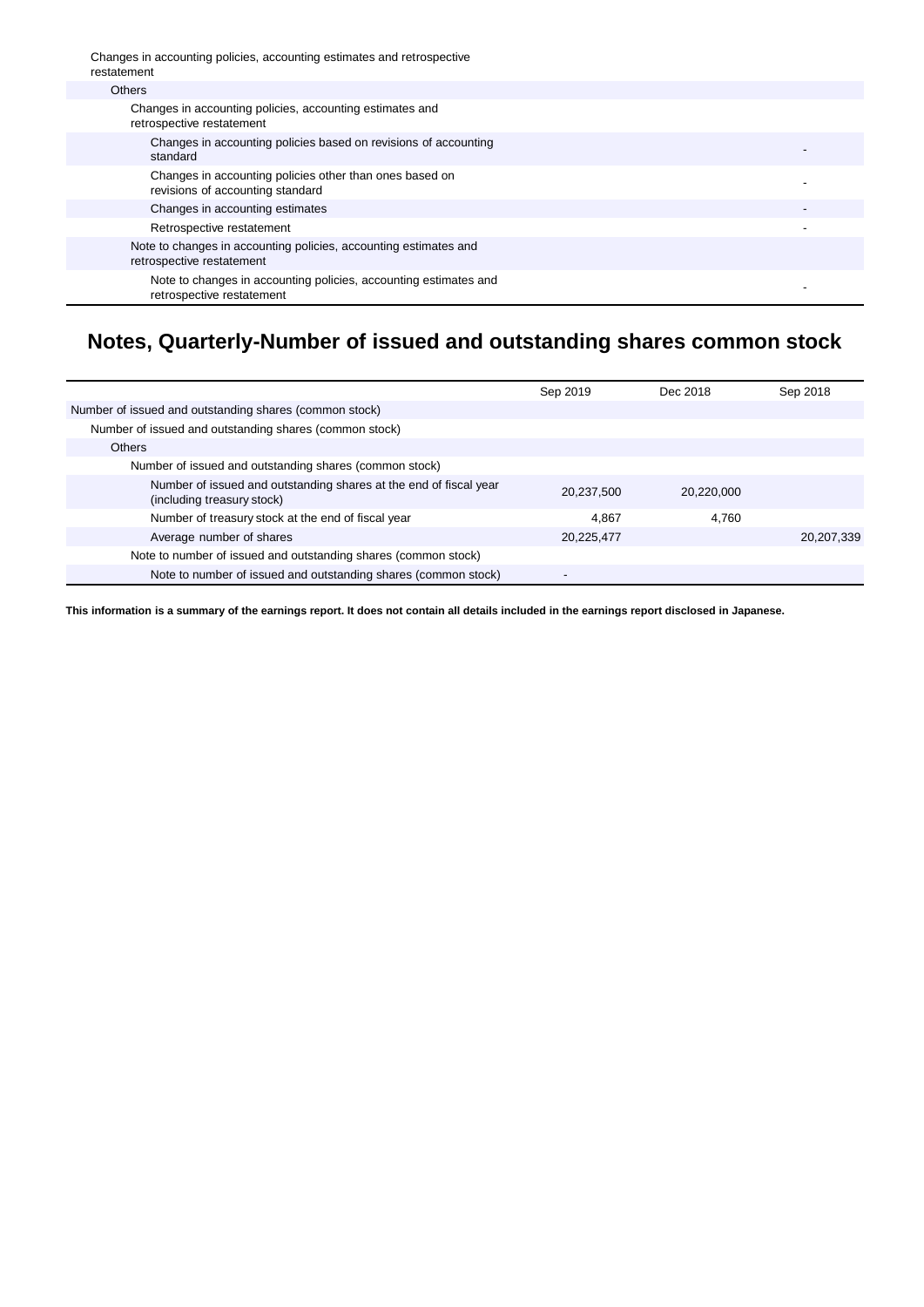| | |
|---|---|
| Changes in accounting policies, accounting estimates and retrospective restatement | |
| Others | |
| Changes in accounting policies, accounting estimates and retrospective restatement | |
| Changes in accounting policies based on revisions of accounting standard | - |
| Changes in accounting policies other than ones based on revisions of accounting standard | - |
| Changes in accounting estimates | - |
| Retrospective restatement | - |
| Note to changes in accounting policies, accounting estimates and retrospective restatement | |
| Note to changes in accounting policies, accounting estimates and retrospective restatement | - |

## Notes, Quarterly-Number of issued and outstanding shares common stock

| | Sep 2019 | Dec 2018 | Sep 2018 |
|---|---|---|---|
| Number of issued and outstanding shares (common stock) | | | |
| Number of issued and outstanding shares (common stock) | | | |
| Others | | | |
| Number of issued and outstanding shares (common stock) | | | |
| Number of issued and outstanding shares at the end of fiscal year (including treasury stock) | 20,237,500 | 20,220,000 | |
| Number of treasury stock at the end of fiscal year | 4,867 | 4,760 | |
| Average number of shares | 20,225,477 | | 20,207,339 |
| Note to number of issued and outstanding shares (common stock) | | | |
| Note to number of issued and outstanding shares (common stock) | - | | |

**This information is a summary of the earnings report. It does not contain all details included in the earnings report disclosed in Japanese.**